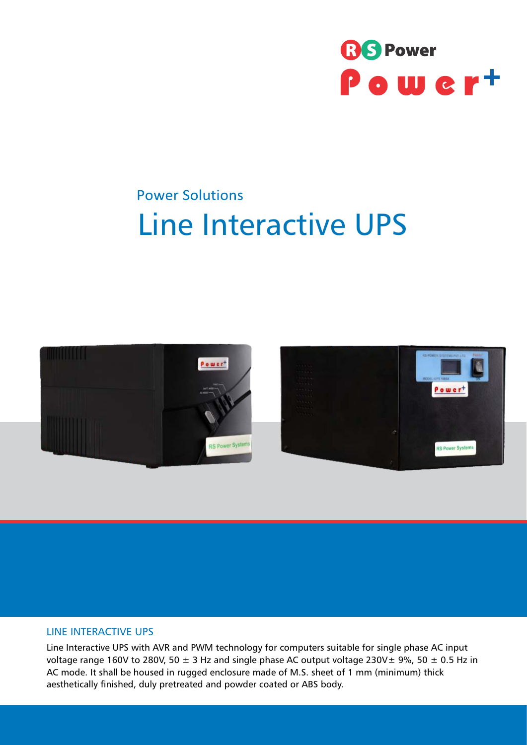RS Power

Power+

Power Solutions

# Line Interactive UPS

## LINE INTERACTIVE UPS

Line Interactive UPS with AVR and PWM technology for computers suitable for single phase AC input voltage range 160V to 280V, 50 ± 3 Hz and single phase AC output voltage 230V± 9%, 50 ± 0.5 Hz in AC mode. It shall be housed in rugged enclosure made of M.S. sheet of 1 mm (minimum) thick aesthetically finished, duly pretreated and powder coated or ABS body.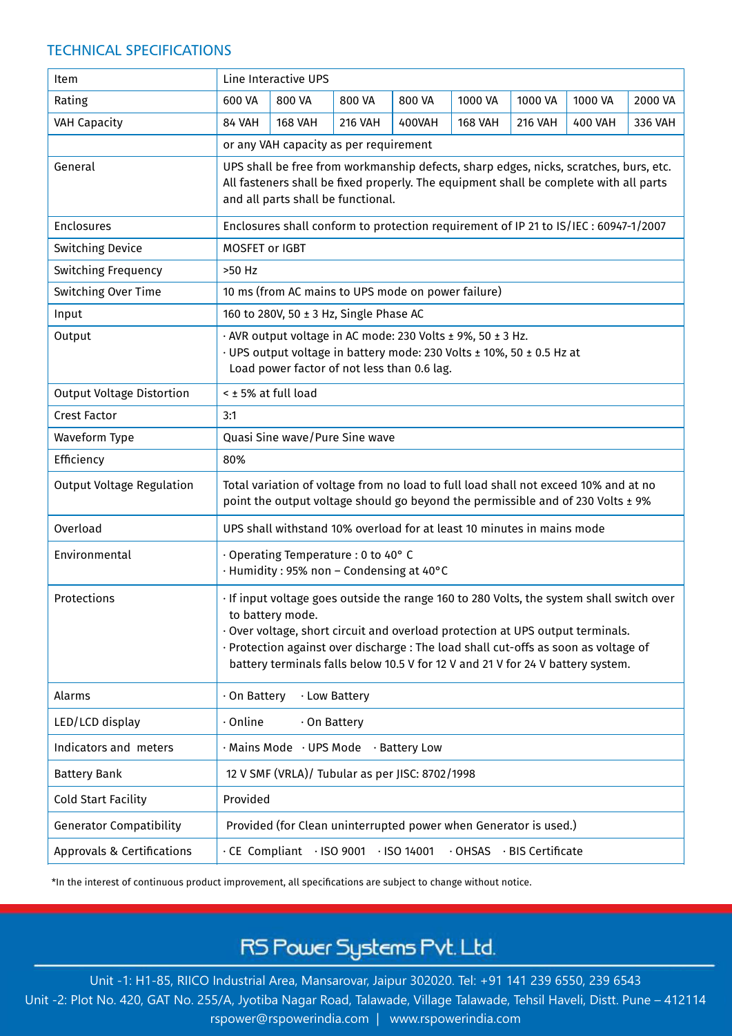## TECHNICAL SPECIFICATIONS

| | | | | | | | | |
|---|---|---|---|---|---|---|---|---|
| Item | Line Interactive UPS | | | | | | | |
| Rating | 600 VA | 800 VA | 800 VA | 800 VA | 1000 VA | 1000 VA | 1000 VA | 2000 VA |
| VAH Capacity | 84 VAH | 168 VAH | 216 VAH | 400VAH | 168 VAH | 216 VAH | 400 VAH | 336 VAH |
| | or any VAH capacity as per requirement | | | | | | | |
| General | UPS shall be free from workmanship defects, sharp edges, nicks, scratches, burs, etc. All fasteners shall be fixed properly. The equipment shall be complete with all parts and all parts shall be functional. | | | | | | | |
| Enclosures | Enclosures shall conform to protection requirement of IP 21 to IS/IEC : 60947-1/2007 | | | | | | | |
| Switching Device | MOSFET or IGBT | | | | | | | |
| Switching Frequency | >50 Hz | | | | | | | |
| Switching Over Time | 10 ms (from AC mains to UPS mode on power failure) | | | | | | | |
| Input | 160 to 280V, 50 ± 3 Hz, Single Phase AC | | | | | | | |
| Output | · AVR output voltage in AC mode: 230 Volts ± 9%, 50 ± 3 Hz.<br>· UPS output voltage in battery mode: 230 Volts ± 10%, 50 ± 0.5 Hz at Load power factor of not less than 0.6 lag. | | | | | | | |
| Output Voltage Distortion | < ± 5% at full load | | | | | | | |
| Crest Factor | 3:1 | | | | | | | |
| Waveform Type | Quasi Sine wave/Pure Sine wave | | | | | | | |
| Efficiency | 80% | | | | | | | |
| Output Voltage Regulation | Total variation of voltage from no load to full load shall not exceed 10% and at no point the output voltage should go beyond the permissible and of 230 Volts ± 9% | | | | | | | |
| Overload | UPS shall withstand 10% overload for at least 10 minutes in mains mode | | | | | | | |
| Environmental | · Operating Temperature : 0 to 40° C<br>· Humidity : 95% non – Condensing at 40°C | | | | | | | |
| Protections | · If input voltage goes outside the range 160 to 280 Volts, the system shall switch over to battery mode.<br>· Over voltage, short circuit and overload protection at UPS output terminals.<br>· Protection against over discharge : The load shall cut-offs as soon as voltage of battery terminals falls below 10.5 V for 12 V and 21 V for 24 V battery system. | | | | | | | |
| Alarms | · On Battery · Low Battery | | | | | | | |
| LED/LCD display | · Online · On Battery | | | | | | | |
| Indicators and meters | · Mains Mode · UPS Mode · Battery Low | | | | | | | |
| Battery Bank | 12 V SMF (VRLA)/ Tubular as per JISC: 8702/1998 | | | | | | | |
| Cold Start Facility | Provided | | | | | | | |
| Generator Compatibility | Provided (for Clean uninterrupted power when Generator is used.) | | | | | | | |
| Approvals & Certifications | · CE Compliant · ISO 9001 · ISO 14001 · OHSAS · BIS Certificate | | | | | | | |

*In the interest of continuous product improvement, all specifications are subject to change without notice.

**RS Power Systems Pvt. Ltd.**

Unit -1: H1-85, RIICO Industrial Area, Mansarovar, Jaipur 302020. Tel: +91 141 239 6550, 239 6543
Unit -2: Plot No. 420, GAT No. 255/A, Jyotiba Nagar Road, Talawade, Village Talawade, Tehsil Haveli, Distt. Pune – 412114
rspower@rspowerindia.com | www.rspowerindia.com